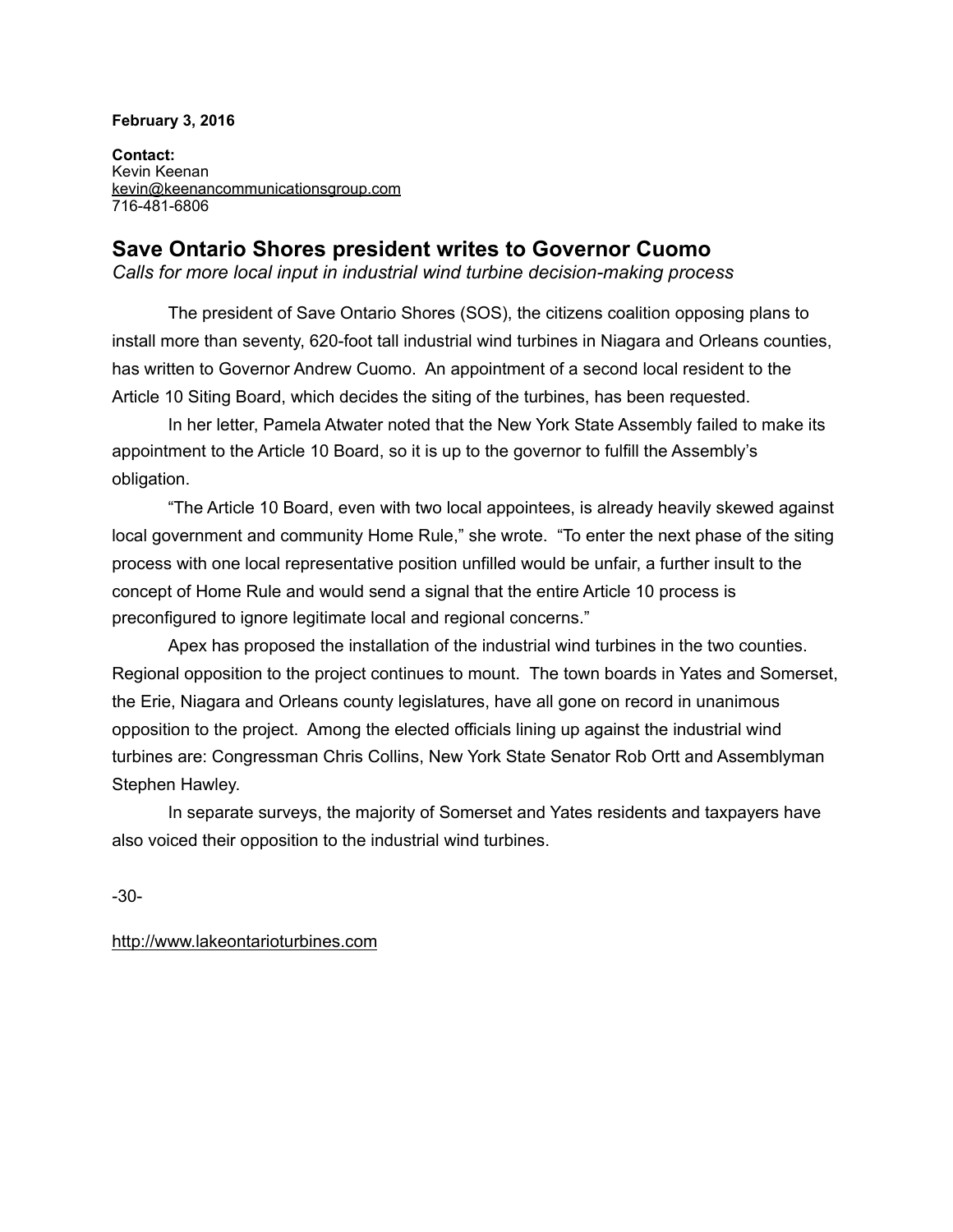**February 3, 2016**

**Contact:**
Kevin Keenan
kevin@keenancommunicationsgroup.com
716-481-6806

## Save Ontario Shores president writes to Governor Cuomo

*Calls for more local input in industrial wind turbine decision-making process*

The president of Save Ontario Shores (SOS), the citizens coalition opposing plans to install more than seventy, 620-foot tall industrial wind turbines in Niagara and Orleans counties, has written to Governor Andrew Cuomo. An appointment of a second local resident to the Article 10 Siting Board, which decides the siting of the turbines, has been requested.

In her letter, Pamela Atwater noted that the New York State Assembly failed to make its appointment to the Article 10 Board, so it is up to the governor to fulfill the Assembly's obligation.

"The Article 10 Board, even with two local appointees, is already heavily skewed against local government and community Home Rule," she wrote. "To enter the next phase of the siting process with one local representative position unfilled would be unfair, a further insult to the concept of Home Rule and would send a signal that the entire Article 10 process is preconfigured to ignore legitimate local and regional concerns."

Apex has proposed the installation of the industrial wind turbines in the two counties. Regional opposition to the project continues to mount. The town boards in Yates and Somerset, the Erie, Niagara and Orleans county legislatures, have all gone on record in unanimous opposition to the project. Among the elected officials lining up against the industrial wind turbines are: Congressman Chris Collins, New York State Senator Rob Ortt and Assemblyman Stephen Hawley.

In separate surveys, the majority of Somerset and Yates residents and taxpayers have also voiced their opposition to the industrial wind turbines.

-30-

http://www.lakeontarioturbines.com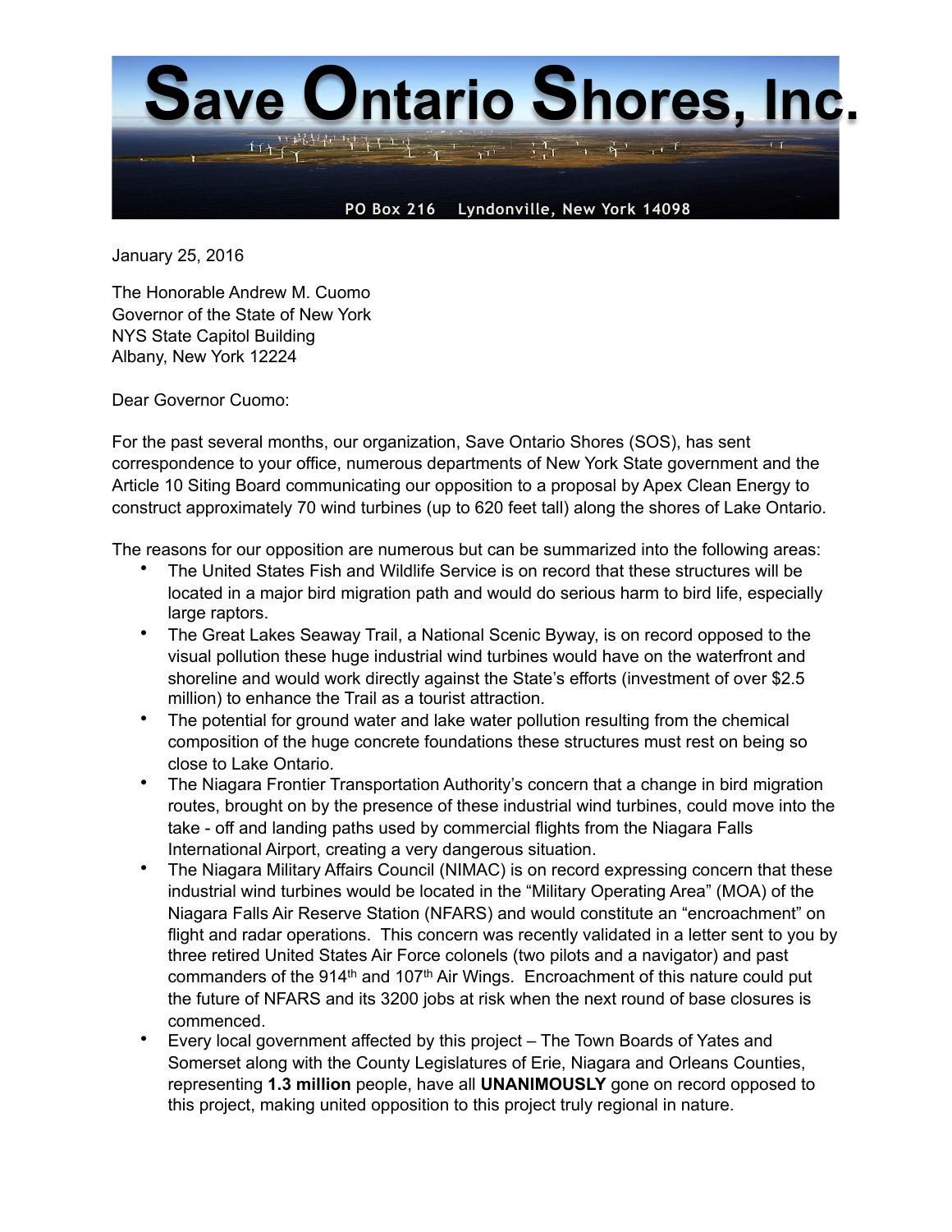# Save Ontario Shores, Inc.

PO Box 216 Lyndonville, New York 14098

January 25, 2016

The Honorable Andrew M. Cuomo
Governor of the State of New York
NYS State Capitol Building
Albany, New York 12224

Dear Governor Cuomo:

For the past several months, our organization, Save Ontario Shores (SOS), has sent correspondence to your office, numerous departments of New York State government and the Article 10 Siting Board communicating our opposition to a proposal by Apex Clean Energy to construct approximately 70 wind turbines (up to 620 feet tall) along the shores of Lake Ontario.

The reasons for our opposition are numerous but can be summarized into the following areas:

- The United States Fish and Wildlife Service is on record that these structures will be located in a major bird migration path and would do serious harm to bird life, especially large raptors.
- The Great Lakes Seaway Trail, a National Scenic Byway, is on record opposed to the visual pollution these huge industrial wind turbines would have on the waterfront and shoreline and would work directly against the State's efforts (investment of over $2.5 million) to enhance the Trail as a tourist attraction.
- The potential for ground water and lake water pollution resulting from the chemical composition of the huge concrete foundations these structures must rest on being so close to Lake Ontario.
- The Niagara Frontier Transportation Authority's concern that a change in bird migration routes, brought on by the presence of these industrial wind turbines, could move into the take - off and landing paths used by commercial flights from the Niagara Falls International Airport, creating a very dangerous situation.
- The Niagara Military Affairs Council (NIMAC) is on record expressing concern that these industrial wind turbines would be located in the "Military Operating Area" (MOA) of the Niagara Falls Air Reserve Station (NFARS) and would constitute an "encroachment" on flight and radar operations. This concern was recently validated in a letter sent to you by three retired United States Air Force colonels (two pilots and a navigator) and past commanders of the 914th and 107th Air Wings. Encroachment of this nature could put the future of NFARS and its 3200 jobs at risk when the next round of base closures is commenced.
- Every local government affected by this project – The Town Boards of Yates and Somerset along with the County Legislatures of Erie, Niagara and Orleans Counties, representing **1.3 million** people, have all **UNANIMOUSLY** gone on record opposed to this project, making united opposition to this project truly regional in nature.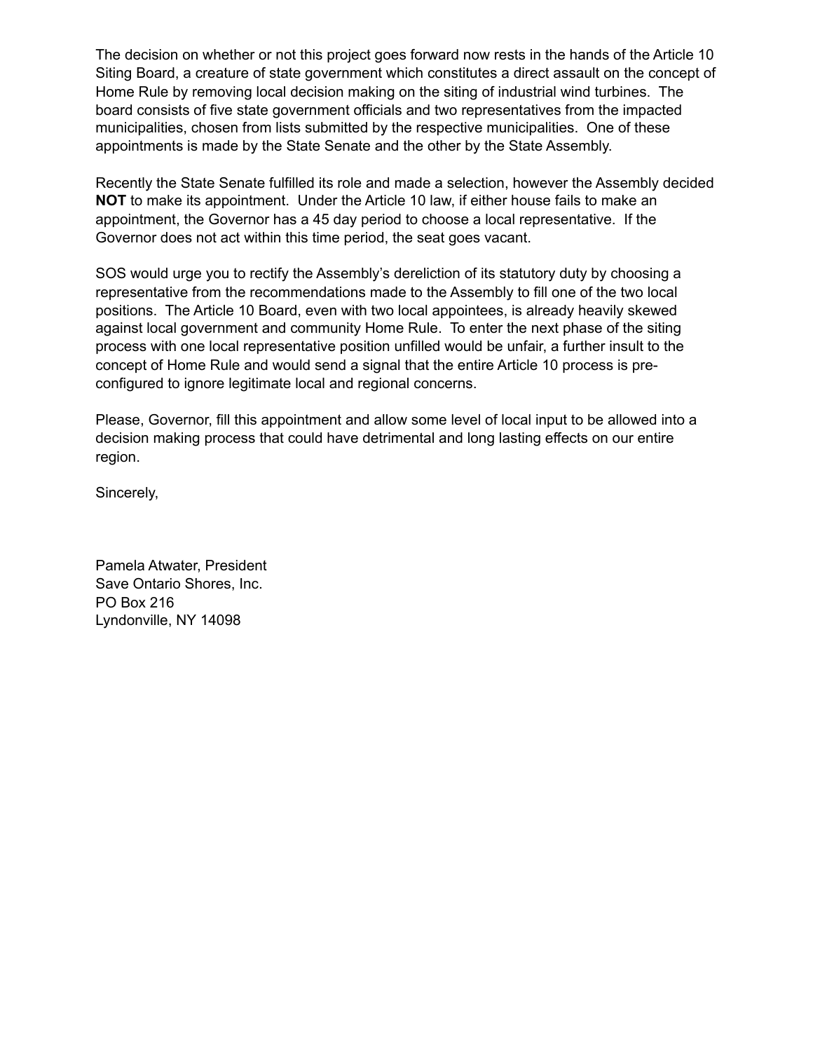The decision on whether or not this project goes forward now rests in the hands of the Article 10 Siting Board, a creature of state government which constitutes a direct assault on the concept of Home Rule by removing local decision making on the siting of industrial wind turbines. The board consists of five state government officials and two representatives from the impacted municipalities, chosen from lists submitted by the respective municipalities. One of these appointments is made by the State Senate and the other by the State Assembly.

Recently the State Senate fulfilled its role and made a selection, however the Assembly decided **NOT** to make its appointment. Under the Article 10 law, if either house fails to make an appointment, the Governor has a 45 day period to choose a local representative. If the Governor does not act within this time period, the seat goes vacant.

SOS would urge you to rectify the Assembly's dereliction of its statutory duty by choosing a representative from the recommendations made to the Assembly to fill one of the two local positions. The Article 10 Board, even with two local appointees, is already heavily skewed against local government and community Home Rule. To enter the next phase of the siting process with one local representative position unfilled would be unfair, a further insult to the concept of Home Rule and would send a signal that the entire Article 10 process is pre-configured to ignore legitimate local and regional concerns.

Please, Governor, fill this appointment and allow some level of local input to be allowed into a decision making process that could have detrimental and long lasting effects on our entire region.

Sincerely,

Pamela Atwater, President
Save Ontario Shores, Inc.
PO Box 216
Lyndonville, NY 14098